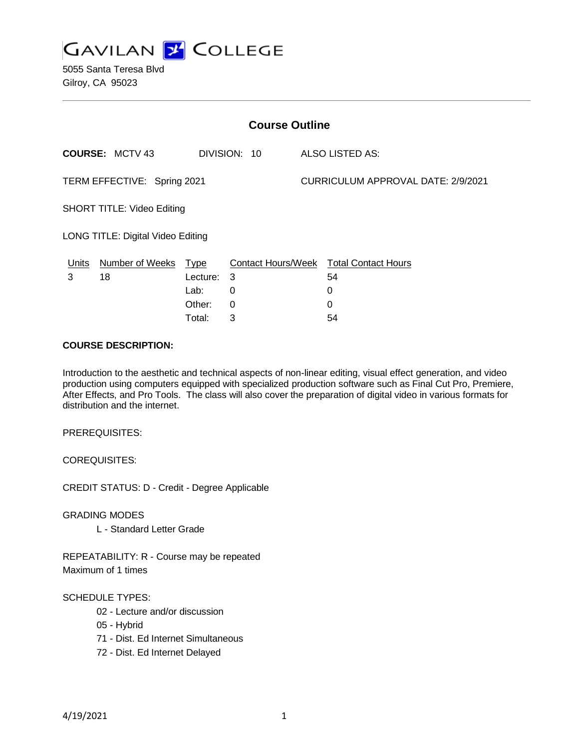# GAVILAN COLLEGE

5055 Santa Teresa Blvd
Gilroy, CA 95023

## Course Outline

**COURSE:** MCTV 43 DIVISION: 10 ALSO LISTED AS:

TERM EFFECTIVE: Spring 2021 CURRICULUM APPROVAL DATE: 2/9/2021

SHORT TITLE: Video Editing

LONG TITLE: Digital Video Editing

| Units | Number of Weeks | Type | Contact Hours/Week | Total Contact Hours |
|---|---|---|---|---|
| 3 | 18 | Lecture: | 3 | 54 |
| | | Lab: | 0 | 0 |
| | | Other: | 0 | 0 |
| | | Total: | 3 | 54 |

**COURSE DESCRIPTION:**

Introduction to the aesthetic and technical aspects of non-linear editing, visual effect generation, and video production using computers equipped with specialized production software such as Final Cut Pro, Premiere, After Effects, and Pro Tools. The class will also cover the preparation of digital video in various formats for distribution and the internet.

PREREQUISITES:

COREQUISITES:

CREDIT STATUS: D - Credit - Degree Applicable

GRADING MODES

L - Standard Letter Grade

REPEATABILITY: R - Course may be repeated
Maximum of 1 times

SCHEDULE TYPES:

02 - Lecture and/or discussion
05 - Hybrid
71 - Dist. Ed Internet Simultaneous
72 - Dist. Ed Internet Delayed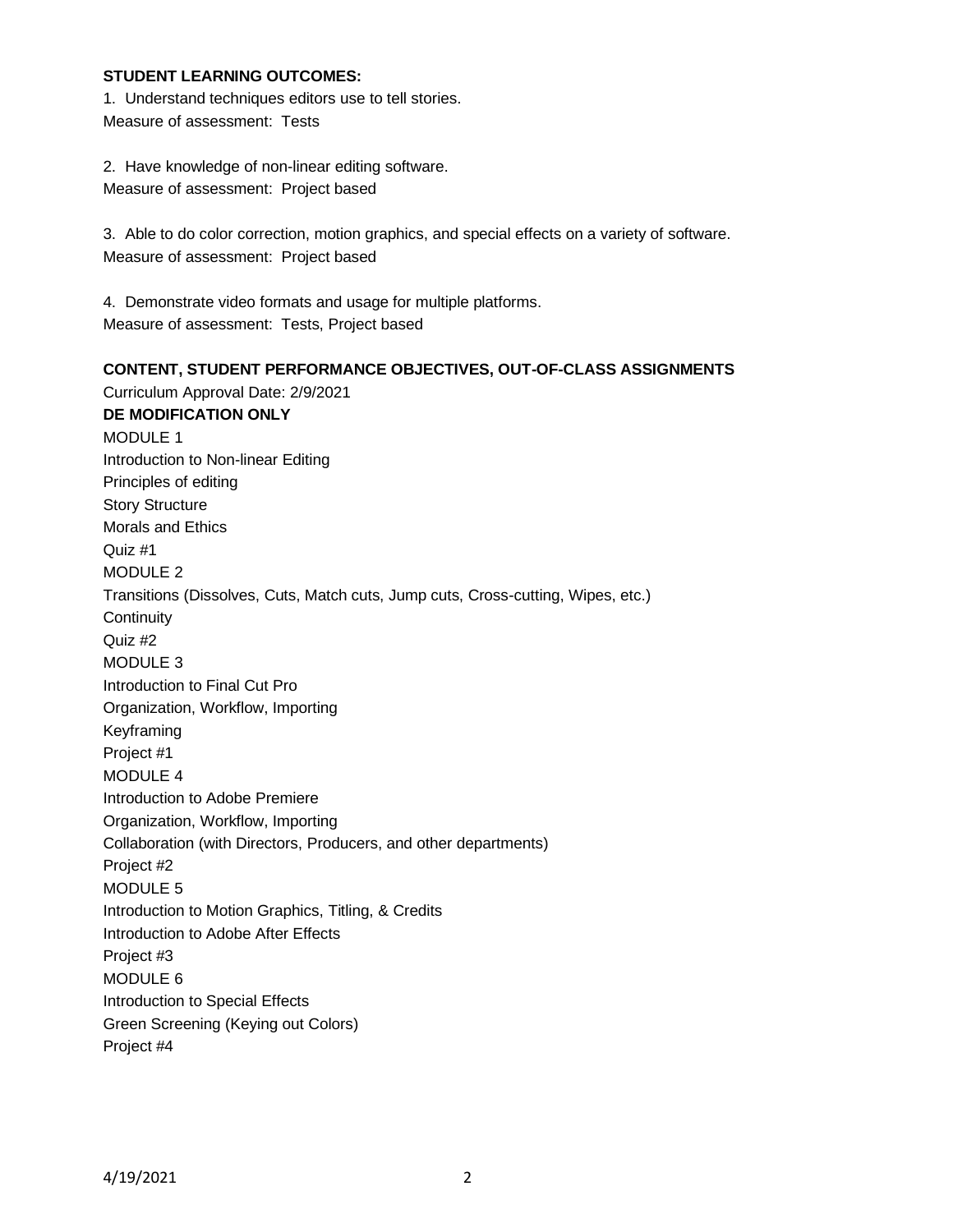**STUDENT LEARNING OUTCOMES:**

1. Understand techniques editors use to tell stories.
Measure of assessment: Tests

2. Have knowledge of non-linear editing software.
Measure of assessment: Project based

3. Able to do color correction, motion graphics, and special effects on a variety of software.
Measure of assessment: Project based

4. Demonstrate video formats and usage for multiple platforms.
Measure of assessment: Tests, Project based

**CONTENT, STUDENT PERFORMANCE OBJECTIVES, OUT-OF-CLASS ASSIGNMENTS**

Curriculum Approval Date: 2/9/2021

**DE MODIFICATION ONLY**

MODULE 1
Introduction to Non-linear Editing
Principles of editing
Story Structure
Morals and Ethics
Quiz #1

MODULE 2
Transitions (Dissolves, Cuts, Match cuts, Jump cuts, Cross-cutting, Wipes, etc.)
Continuity
Quiz #2

MODULE 3
Introduction to Final Cut Pro
Organization, Workflow, Importing
Keyframing
Project #1

MODULE 4
Introduction to Adobe Premiere
Organization, Workflow, Importing
Collaboration (with Directors, Producers, and other departments)
Project #2

MODULE 5
Introduction to Motion Graphics, Titling, & Credits
Introduction to Adobe After Effects
Project #3

MODULE 6
Introduction to Special Effects
Green Screening (Keying out Colors)
Project #4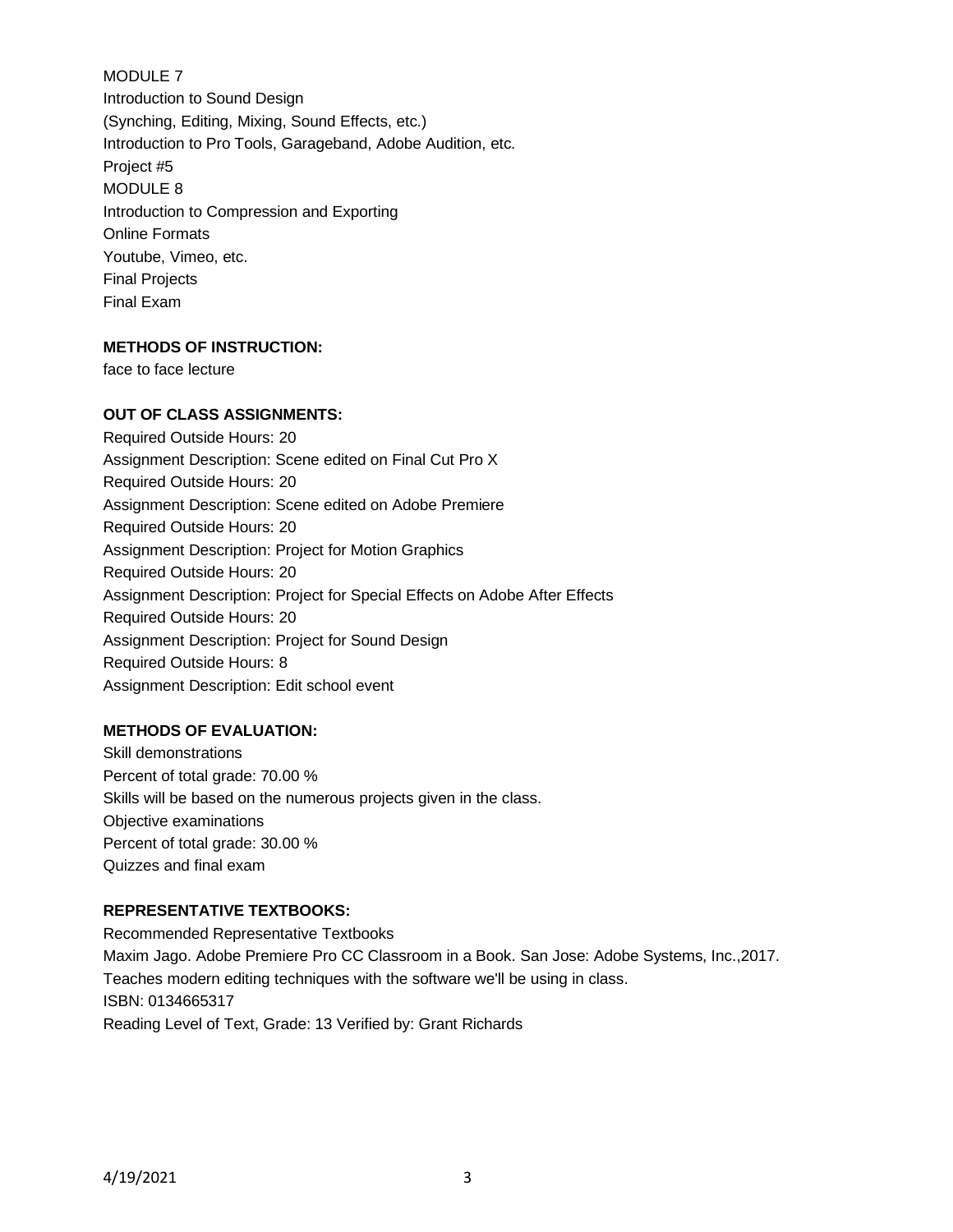MODULE 7
Introduction to Sound Design
(Synching, Editing, Mixing, Sound Effects, etc.)
Introduction to Pro Tools, Garageband, Adobe Audition, etc.
Project #5
MODULE 8
Introduction to Compression and Exporting
Online Formats
Youtube, Vimeo, etc.
Final Projects
Final Exam

**METHODS OF INSTRUCTION:**

face to face lecture

**OUT OF CLASS ASSIGNMENTS:**

Required Outside Hours: 20
Assignment Description: Scene edited on Final Cut Pro X
Required Outside Hours: 20
Assignment Description: Scene edited on Adobe Premiere
Required Outside Hours: 20
Assignment Description: Project for Motion Graphics
Required Outside Hours: 20
Assignment Description: Project for Special Effects on Adobe After Effects
Required Outside Hours: 20
Assignment Description: Project for Sound Design
Required Outside Hours: 8
Assignment Description: Edit school event

**METHODS OF EVALUATION:**

Skill demonstrations
Percent of total grade: 70.00 %
Skills will be based on the numerous projects given in the class.
Objective examinations
Percent of total grade: 30.00 %
Quizzes and final exam

**REPRESENTATIVE TEXTBOOKS:**

Recommended Representative Textbooks
Maxim Jago. Adobe Premiere Pro CC Classroom in a Book. San Jose: Adobe Systems, Inc.,2017.
Teaches modern editing techniques with the software we'll be using in class.
ISBN: 0134665317
Reading Level of Text, Grade: 13 Verified by: Grant Richards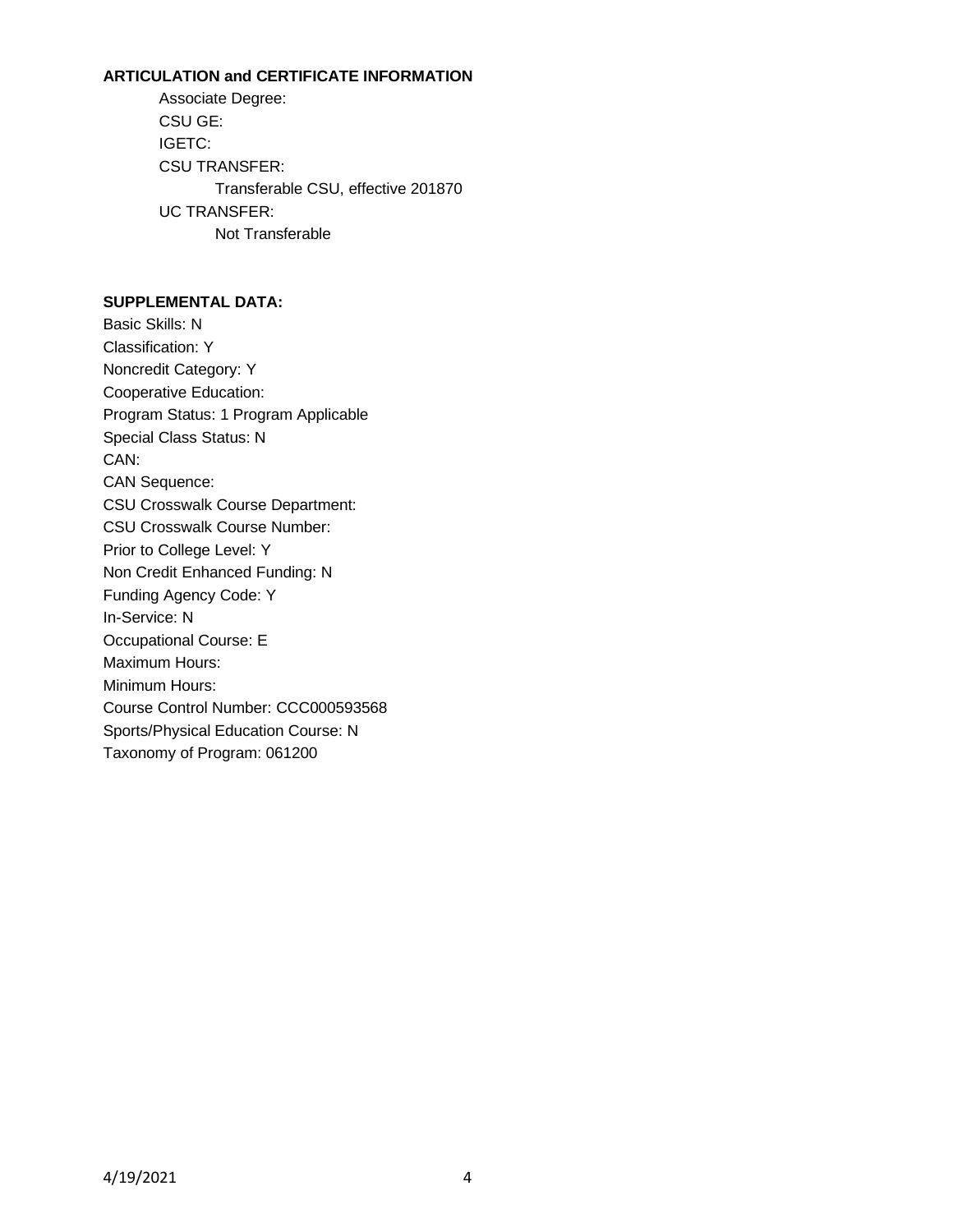**ARTICULATION and CERTIFICATE INFORMATION**

Associate Degree:

CSU GE:

IGETC:

CSU TRANSFER:

Transferable CSU, effective 201870

UC TRANSFER:

Not Transferable

**SUPPLEMENTAL DATA:**

Basic Skills: N
Classification: Y
Noncredit Category: Y
Cooperative Education:
Program Status: 1 Program Applicable
Special Class Status: N
CAN:
CAN Sequence:
CSU Crosswalk Course Department:
CSU Crosswalk Course Number:
Prior to College Level: Y
Non Credit Enhanced Funding: N
Funding Agency Code: Y
In-Service: N
Occupational Course: E
Maximum Hours:
Minimum Hours:
Course Control Number: CCC000593568
Sports/Physical Education Course: N
Taxonomy of Program: 061200